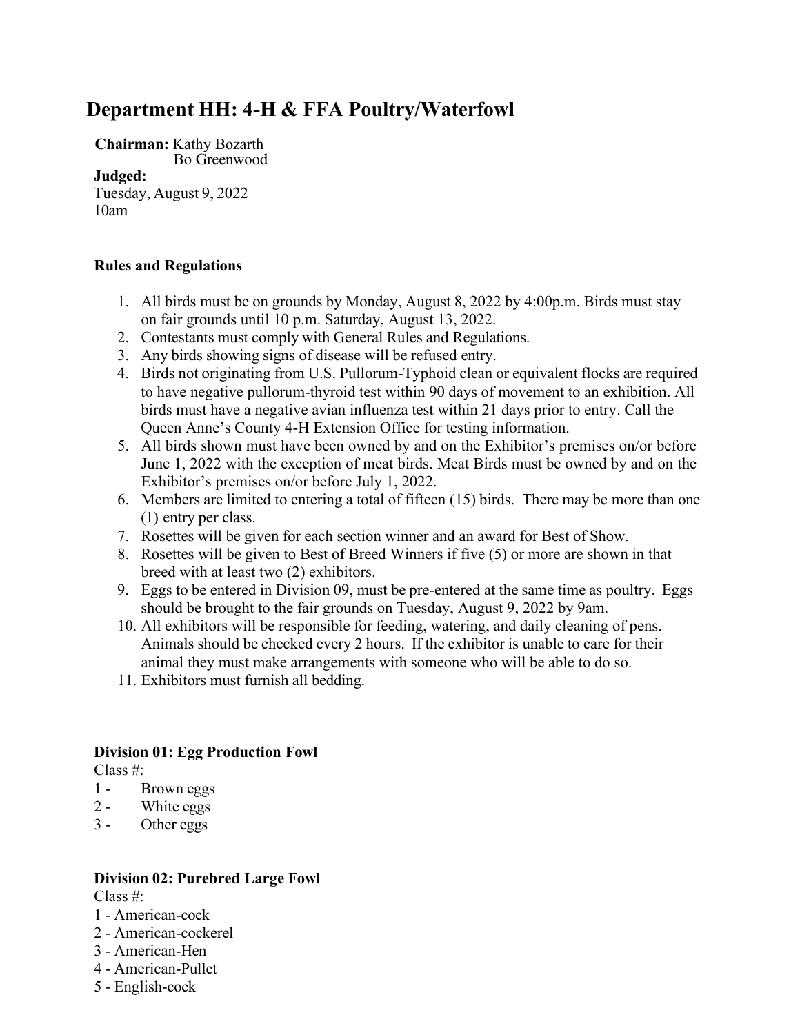# Department HH: 4-H & FFA Poultry/Waterfowl

**Chairman:** Kathy Bozarth
Bo Greenwood

**Judged:**
Tuesday, August 9, 2022
10am

### Rules and Regulations

1. All birds must be on grounds by Monday, August 8, 2022 by 4:00p.m. Birds must stay on fair grounds until 10 p.m. Saturday, August 13, 2022.
2. Contestants must comply with General Rules and Regulations.
3. Any birds showing signs of disease will be refused entry.
4. Birds not originating from U.S. Pullorum-Typhoid clean or equivalent flocks are required to have negative pullorum-thyroid test within 90 days of movement to an exhibition. All birds must have a negative avian influenza test within 21 days prior to entry. Call the Queen Anne's County 4-H Extension Office for testing information.
5. All birds shown must have been owned by and on the Exhibitor's premises on/or before June 1, 2022 with the exception of meat birds. Meat Birds must be owned by and on the Exhibitor's premises on/or before July 1, 2022.
6. Members are limited to entering a total of fifteen (15) birds. There may be more than one (1) entry per class.
7. Rosettes will be given for each section winner and an award for Best of Show.
8. Rosettes will be given to Best of Breed Winners if five (5) or more are shown in that breed with at least two (2) exhibitors.
9. Eggs to be entered in Division 09, must be pre-entered at the same time as poultry. Eggs should be brought to the fair grounds on Tuesday, August 9, 2022 by 9am.
10. All exhibitors will be responsible for feeding, watering, and daily cleaning of pens. Animals should be checked every 2 hours. If the exhibitor is unable to care for their animal they must make arrangements with someone who will be able to do so.
11. Exhibitors must furnish all bedding.

### Division 01: Egg Production Fowl

Class #:

1 - Brown eggs
2 - White eggs
3 - Other eggs

### Division 02: Purebred Large Fowl

Class #:

1 - American-cock
2 - American-cockerel
3 - American-Hen
4 - American-Pullet
5 - English-cock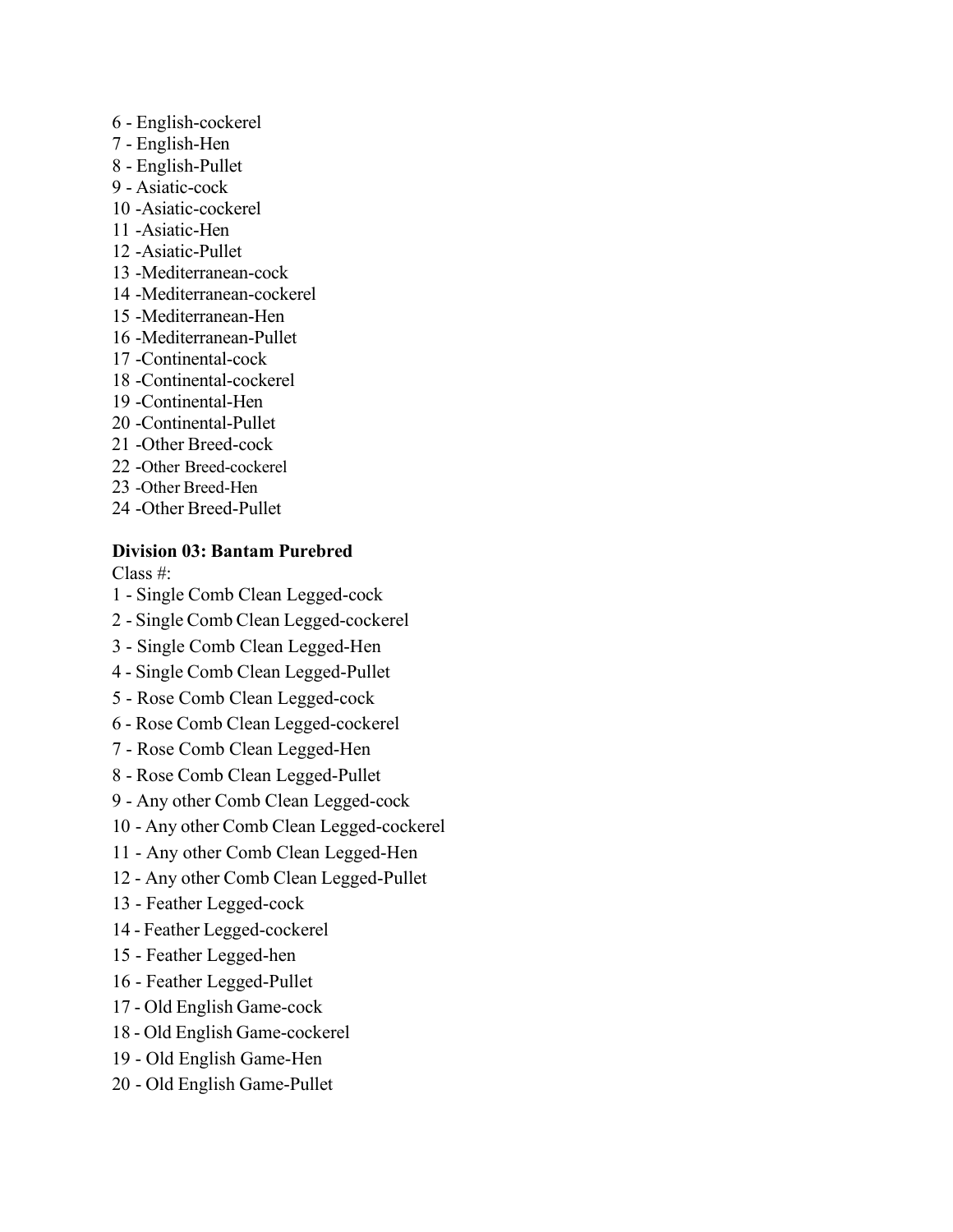6 - English-cockerel
7 - English-Hen
8 - English-Pullet
9 - Asiatic-cock
10 -Asiatic-cockerel
11 -Asiatic-Hen
12 -Asiatic-Pullet
13 -Mediterranean-cock
14 -Mediterranean-cockerel
15 -Mediterranean-Hen
16 -Mediterranean-Pullet
17 -Continental-cock
18 -Continental-cockerel
19 -Continental-Hen
20 -Continental-Pullet
21 -Other Breed-cock
22 -Other Breed-cockerel
23 -Other Breed-Hen
24 -Other Breed-Pullet

**Division 03: Bantam Purebred**

Class #:
1 - Single Comb Clean Legged-cock
2 - Single Comb Clean Legged-cockerel
3 - Single Comb Clean Legged-Hen
4 - Single Comb Clean Legged-Pullet
5 - Rose Comb Clean Legged-cock
6 - Rose Comb Clean Legged-cockerel
7 - Rose Comb Clean Legged-Hen
8 - Rose Comb Clean Legged-Pullet
9 - Any other Comb Clean Legged-cock
10 - Any other Comb Clean Legged-cockerel
11 - Any other Comb Clean Legged-Hen
12 - Any other Comb Clean Legged-Pullet
13 - Feather Legged-cock
14 - Feather Legged-cockerel
15 - Feather Legged-hen
16 - Feather Legged-Pullet
17 - Old English Game-cock
18 - Old English Game-cockerel
19 - Old English Game-Hen
20 - Old English Game-Pullet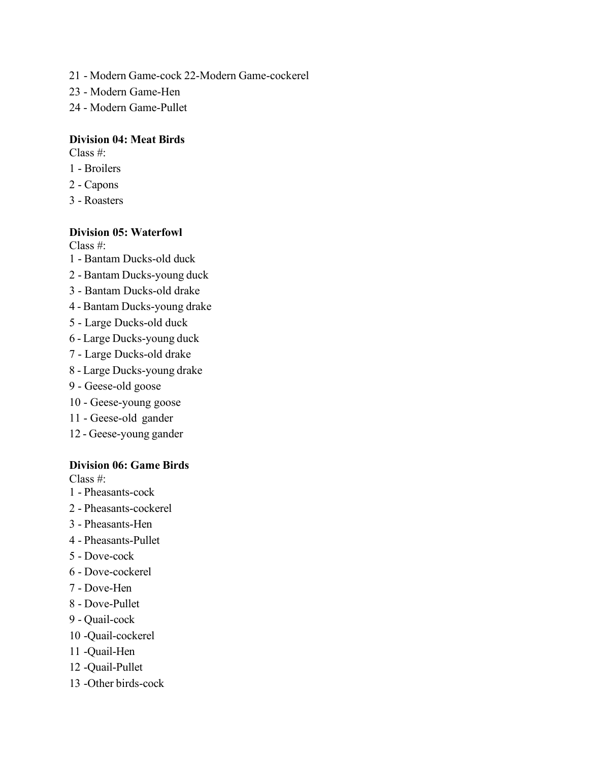21 - Modern Game-cock 22-Modern Game-cockerel

23 - Modern Game-Hen

24 - Modern Game-Pullet

**Division 04: Meat Birds**

Class #:

1 - Broilers

2 - Capons

3 - Roasters

**Division 05: Waterfowl**

Class #:

1 - Bantam Ducks-old duck

2 - Bantam Ducks-young duck

3 - Bantam Ducks-old drake

4 - Bantam Ducks-young drake

5 - Large Ducks-old duck

6 - Large Ducks-young duck

7 - Large Ducks-old drake

8 - Large Ducks-young drake

9 - Geese-old goose

10 - Geese-young goose

11 - Geese-old gander

12 - Geese-young gander

**Division 06: Game Birds**

Class #:

1 - Pheasants-cock

2 - Pheasants-cockerel

3 - Pheasants-Hen

4 - Pheasants-Pullet

5 - Dove-cock

6 - Dove-cockerel

7 - Dove-Hen

8 - Dove-Pullet

9 - Quail-cock

10 -Quail-cockerel

11 -Quail-Hen

12 -Quail-Pullet

13 -Other birds-cock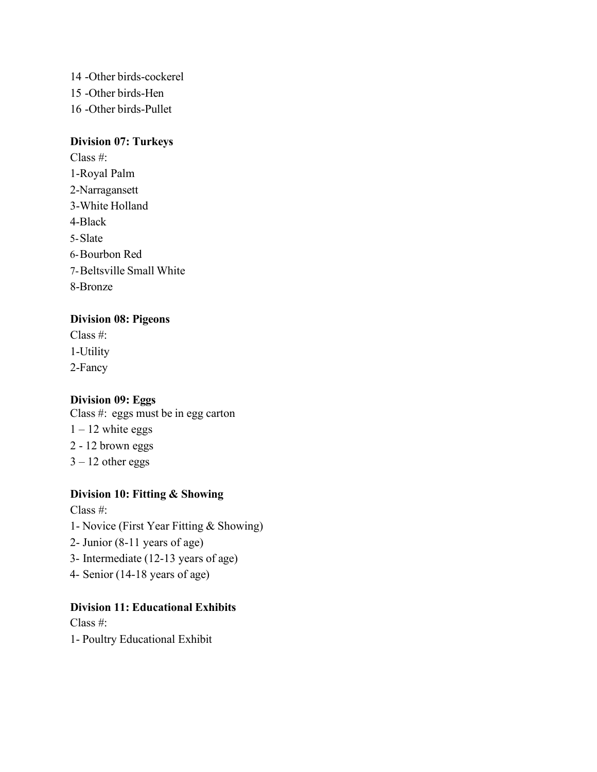14 -Other birds-cockerel
15 -Other birds-Hen
16 -Other birds-Pullet

**Division 07: Turkeys**

Class #:
1-Royal Palm
2-Narragansett
3-White Holland
4-Black
5-Slate
6-Bourbon Red
7-Beltsville Small White
8-Bronze

**Division 08: Pigeons**

Class #:
1-Utility
2-Fancy

**Division 09: Eggs**

Class #: eggs must be in egg carton
1 – 12 white eggs
2 - 12 brown eggs
3 – 12 other eggs

**Division 10: Fitting & Showing**

Class #:
1- Novice (First Year Fitting & Showing)
2- Junior (8-11 years of age)
3- Intermediate (12-13 years of age)
4- Senior (14-18 years of age)

**Division 11: Educational Exhibits**

Class #:
1- Poultry Educational Exhibit